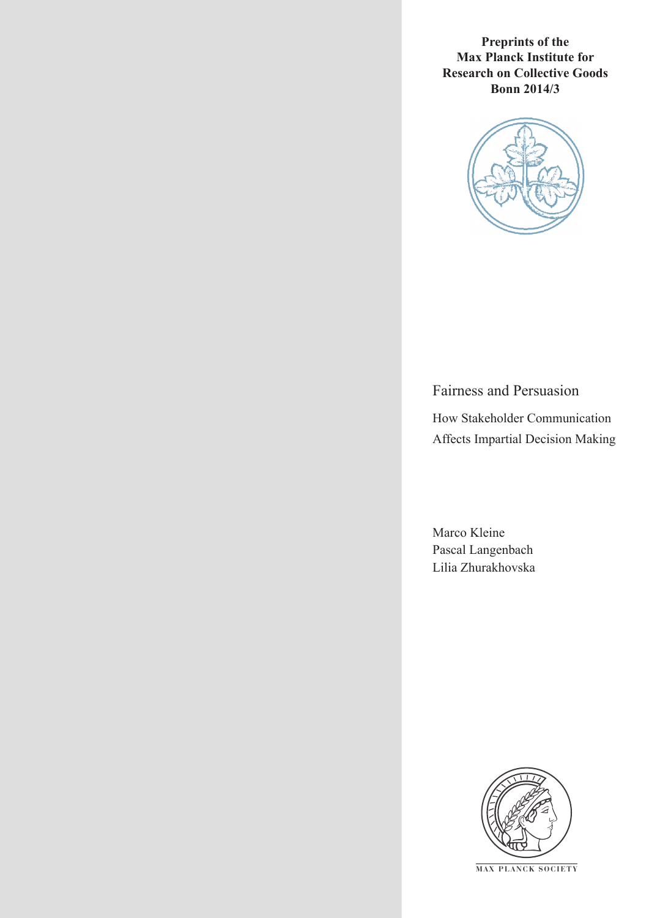**Preprints of the Max Planck Institute for Research on Collective Goods Bonn 2014/3**

# Fairness and Persuasion

How Stakeholder Communication Affects Impartial Decision Making

Marco Kleine
Pascal Langenbach
Lilia Zhurakhovska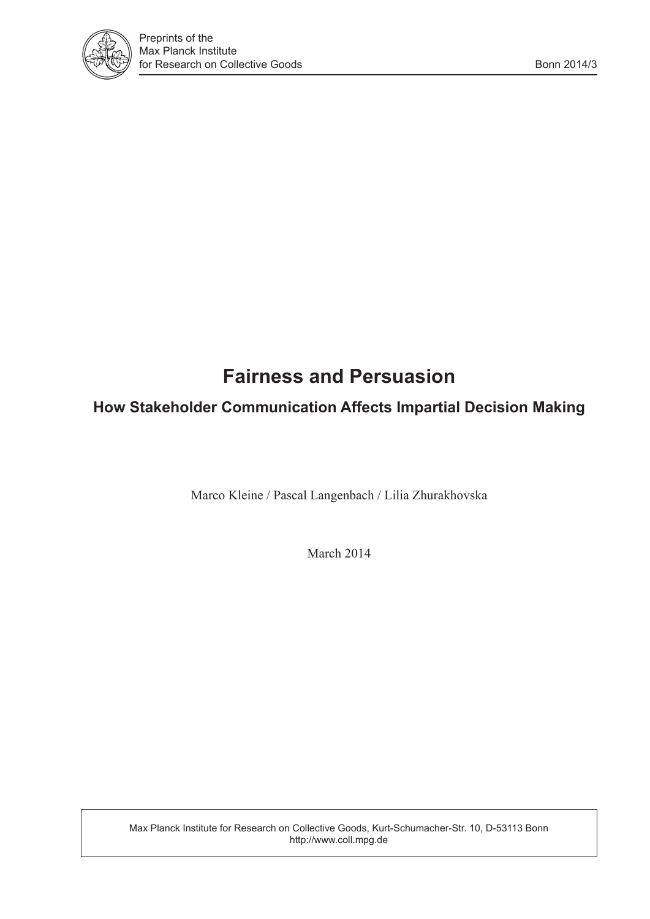# Fairness and Persuasion

## How Stakeholder Communication Affects Impartial Decision Making

Marco Kleine / Pascal Langenbach / Lilia Zhurakhovska

March 2014

Max Planck Institute for Research on Collective Goods, Kurt-Schumacher-Str. 10, D-53113 Bonn
http://www.coll.mpg.de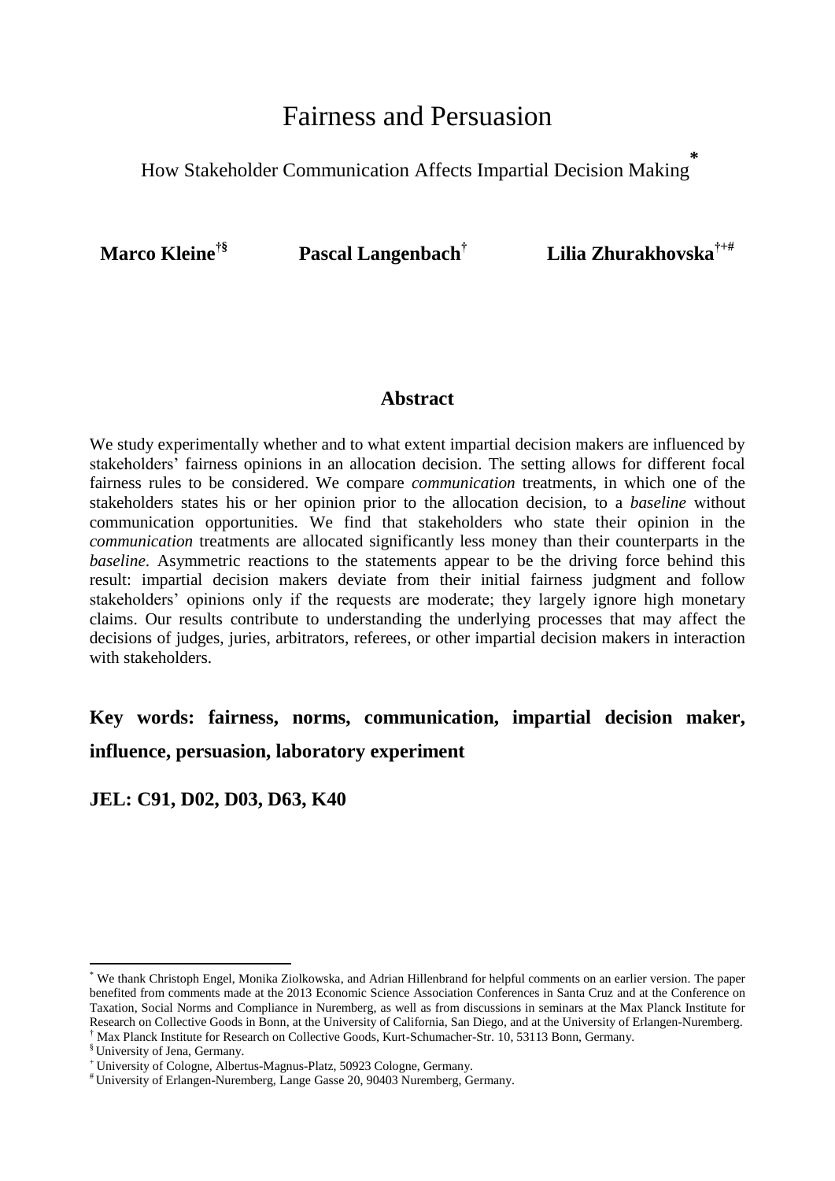# Fairness and Persuasion

How Stakeholder Communication Affects Impartial Decision Making[*]

**Marco Kleine**[†§] **Pascal Langenbach**[†] **Lilia Zhurakhovska**[†+#]

## Abstract

We study experimentally whether and to what extent impartial decision makers are influenced by stakeholders' fairness opinions in an allocation decision. The setting allows for different focal fairness rules to be considered. We compare *communication* treatments, in which one of the stakeholders states his or her opinion prior to the allocation decision, to a *baseline* without communication opportunities. We find that stakeholders who state their opinion in the *communication* treatments are allocated significantly less money than their counterparts in the *baseline*. Asymmetric reactions to the statements appear to be the driving force behind this result: impartial decision makers deviate from their initial fairness judgment and follow stakeholders' opinions only if the requests are moderate; they largely ignore high monetary claims. Our results contribute to understanding the underlying processes that may affect the decisions of judges, juries, arbitrators, referees, or other impartial decision makers in interaction with stakeholders.

**Key words: fairness, norms, communication, impartial decision maker, influence, persuasion, laboratory experiment**

**JEL: C91, D02, D03, D63, K40**

---

[*] We thank Christoph Engel, Monika Ziolkowska, and Adrian Hillenbrand for helpful comments on an earlier version. The paper benefited from comments made at the 2013 Economic Science Association Conferences in Santa Cruz and at the Conference on Taxation, Social Norms and Compliance in Nuremberg, as well as from discussions in seminars at the Max Planck Institute for Research on Collective Goods in Bonn, at the University of California, San Diego, and at the University of Erlangen-Nuremberg.

[†] Max Planck Institute for Research on Collective Goods, Kurt-Schumacher-Str. 10, 53113 Bonn, Germany.

[§] University of Jena, Germany.

[+] University of Cologne, Albertus-Magnus-Platz, 50923 Cologne, Germany.

[#] University of Erlangen-Nuremberg, Lange Gasse 20, 90403 Nuremberg, Germany.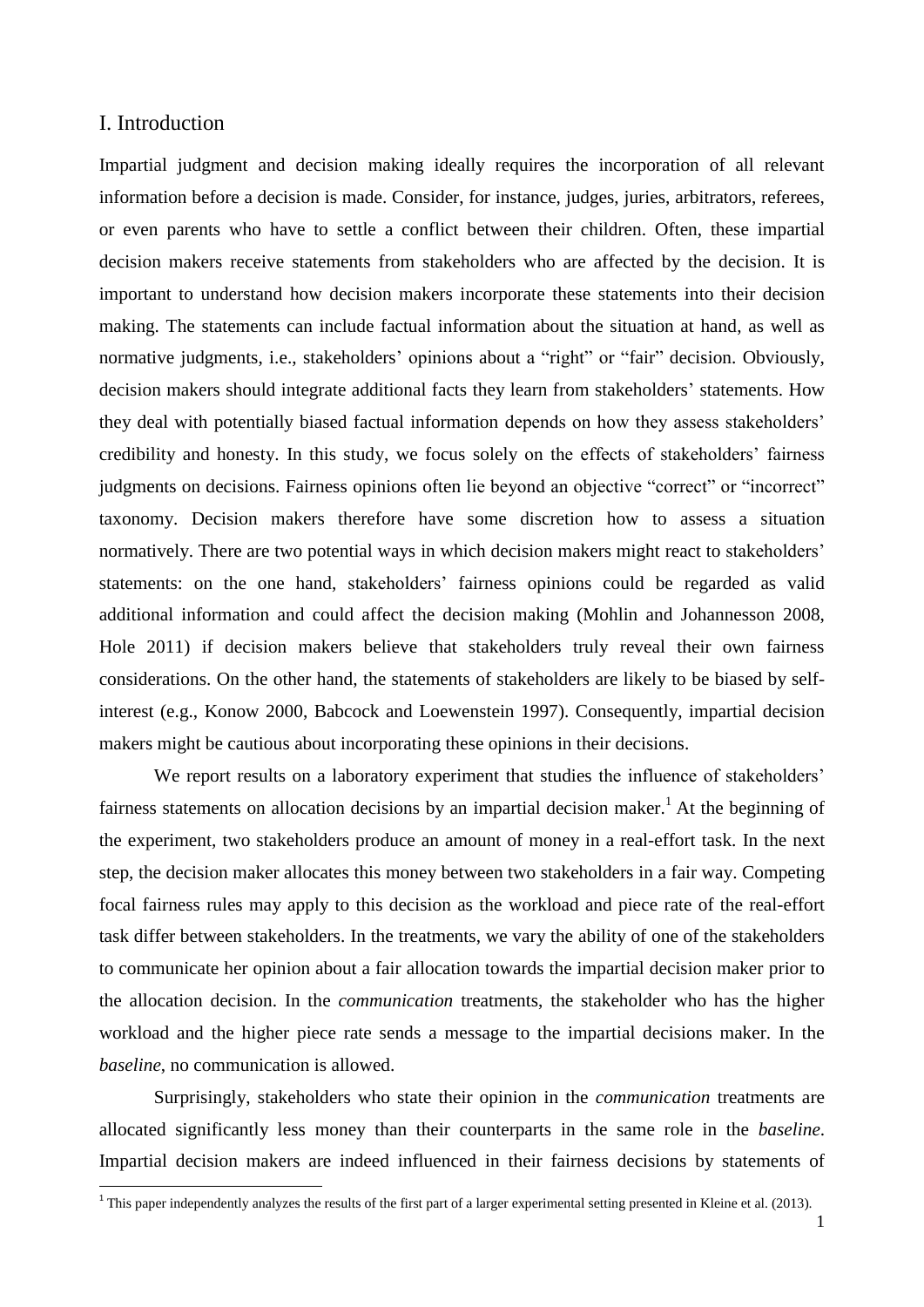## I. Introduction

Impartial judgment and decision making ideally requires the incorporation of all relevant information before a decision is made. Consider, for instance, judges, juries, arbitrators, referees, or even parents who have to settle a conflict between their children. Often, these impartial decision makers receive statements from stakeholders who are affected by the decision. It is important to understand how decision makers incorporate these statements into their decision making. The statements can include factual information about the situation at hand, as well as normative judgments, i.e., stakeholders' opinions about a "right" or "fair" decision. Obviously, decision makers should integrate additional facts they learn from stakeholders' statements. How they deal with potentially biased factual information depends on how they assess stakeholders' credibility and honesty. In this study, we focus solely on the effects of stakeholders' fairness judgments on decisions. Fairness opinions often lie beyond an objective "correct" or "incorrect" taxonomy. Decision makers therefore have some discretion how to assess a situation normatively. There are two potential ways in which decision makers might react to stakeholders' statements: on the one hand, stakeholders' fairness opinions could be regarded as valid additional information and could affect the decision making (Mohlin and Johannesson 2008, Hole 2011) if decision makers believe that stakeholders truly reveal their own fairness considerations. On the other hand, the statements of stakeholders are likely to be biased by self-interest (e.g., Konow 2000, Babcock and Loewenstein 1997). Consequently, impartial decision makers might be cautious about incorporating these opinions in their decisions.

We report results on a laboratory experiment that studies the influence of stakeholders' fairness statements on allocation decisions by an impartial decision maker.[1] At the beginning of the experiment, two stakeholders produce an amount of money in a real-effort task. In the next step, the decision maker allocates this money between two stakeholders in a fair way. Competing focal fairness rules may apply to this decision as the workload and piece rate of the real-effort task differ between stakeholders. In the treatments, we vary the ability of one of the stakeholders to communicate her opinion about a fair allocation towards the impartial decision maker prior to the allocation decision. In the *communication* treatments, the stakeholder who has the higher workload and the higher piece rate sends a message to the impartial decisions maker. In the *baseline*, no communication is allowed.

Surprisingly, stakeholders who state their opinion in the *communication* treatments are allocated significantly less money than their counterparts in the same role in the *baseline*. Impartial decision makers are indeed influenced in their fairness decisions by statements of

[1] This paper independently analyzes the results of the first part of a larger experimental setting presented in Kleine et al. (2013).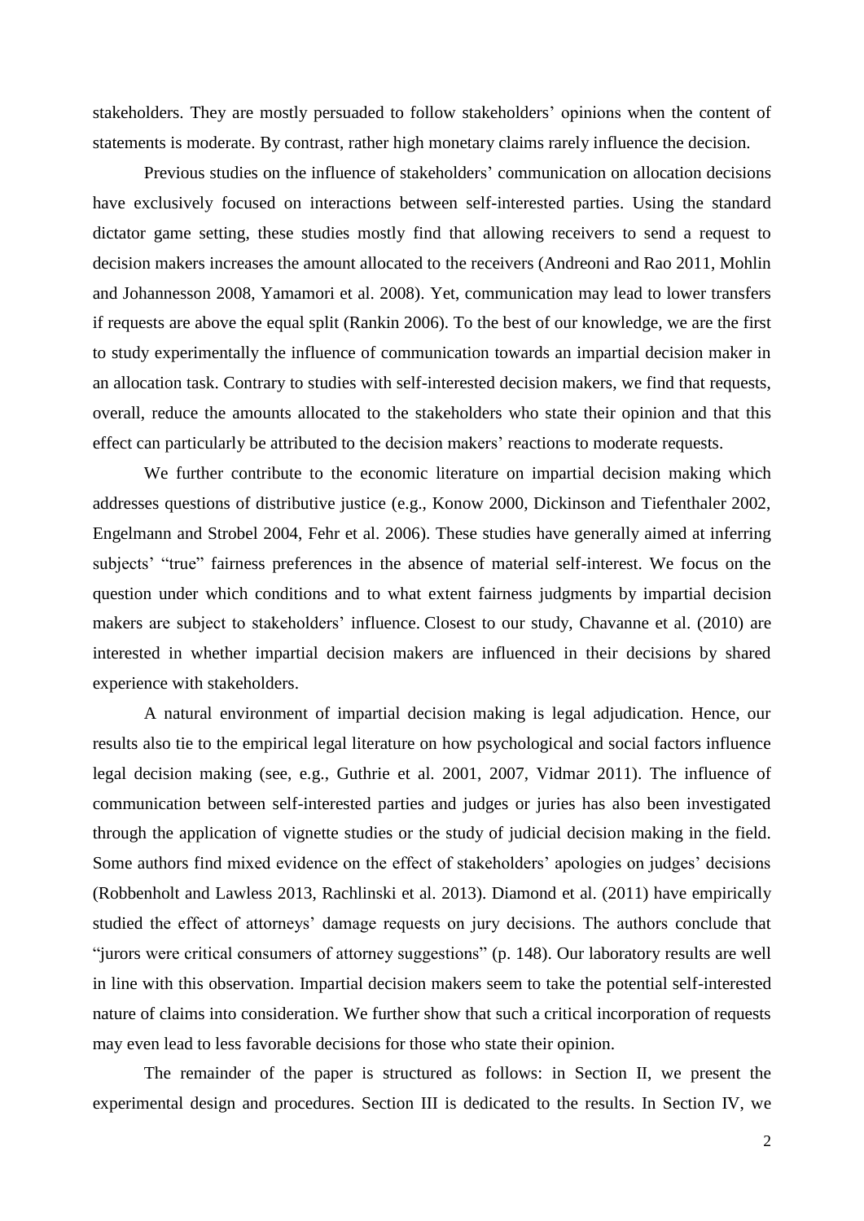stakeholders. They are mostly persuaded to follow stakeholders' opinions when the content of statements is moderate. By contrast, rather high monetary claims rarely influence the decision.

Previous studies on the influence of stakeholders' communication on allocation decisions have exclusively focused on interactions between self-interested parties. Using the standard dictator game setting, these studies mostly find that allowing receivers to send a request to decision makers increases the amount allocated to the receivers (Andreoni and Rao 2011, Mohlin and Johannesson 2008, Yamamori et al. 2008). Yet, communication may lead to lower transfers if requests are above the equal split (Rankin 2006). To the best of our knowledge, we are the first to study experimentally the influence of communication towards an impartial decision maker in an allocation task. Contrary to studies with self-interested decision makers, we find that requests, overall, reduce the amounts allocated to the stakeholders who state their opinion and that this effect can particularly be attributed to the decision makers' reactions to moderate requests.

We further contribute to the economic literature on impartial decision making which addresses questions of distributive justice (e.g., Konow 2000, Dickinson and Tiefenthaler 2002, Engelmann and Strobel 2004, Fehr et al. 2006). These studies have generally aimed at inferring subjects' "true" fairness preferences in the absence of material self-interest. We focus on the question under which conditions and to what extent fairness judgments by impartial decision makers are subject to stakeholders' influence. Closest to our study, Chavanne et al. (2010) are interested in whether impartial decision makers are influenced in their decisions by shared experience with stakeholders.

A natural environment of impartial decision making is legal adjudication. Hence, our results also tie to the empirical legal literature on how psychological and social factors influence legal decision making (see, e.g., Guthrie et al. 2001, 2007, Vidmar 2011). The influence of communication between self-interested parties and judges or juries has also been investigated through the application of vignette studies or the study of judicial decision making in the field. Some authors find mixed evidence on the effect of stakeholders' apologies on judges' decisions (Robbenholt and Lawless 2013, Rachlinski et al. 2013). Diamond et al. (2011) have empirically studied the effect of attorneys' damage requests on jury decisions. The authors conclude that "jurors were critical consumers of attorney suggestions" (p. 148). Our laboratory results are well in line with this observation. Impartial decision makers seem to take the potential self-interested nature of claims into consideration. We further show that such a critical incorporation of requests may even lead to less favorable decisions for those who state their opinion.

The remainder of the paper is structured as follows: in Section II, we present the experimental design and procedures. Section III is dedicated to the results. In Section IV, we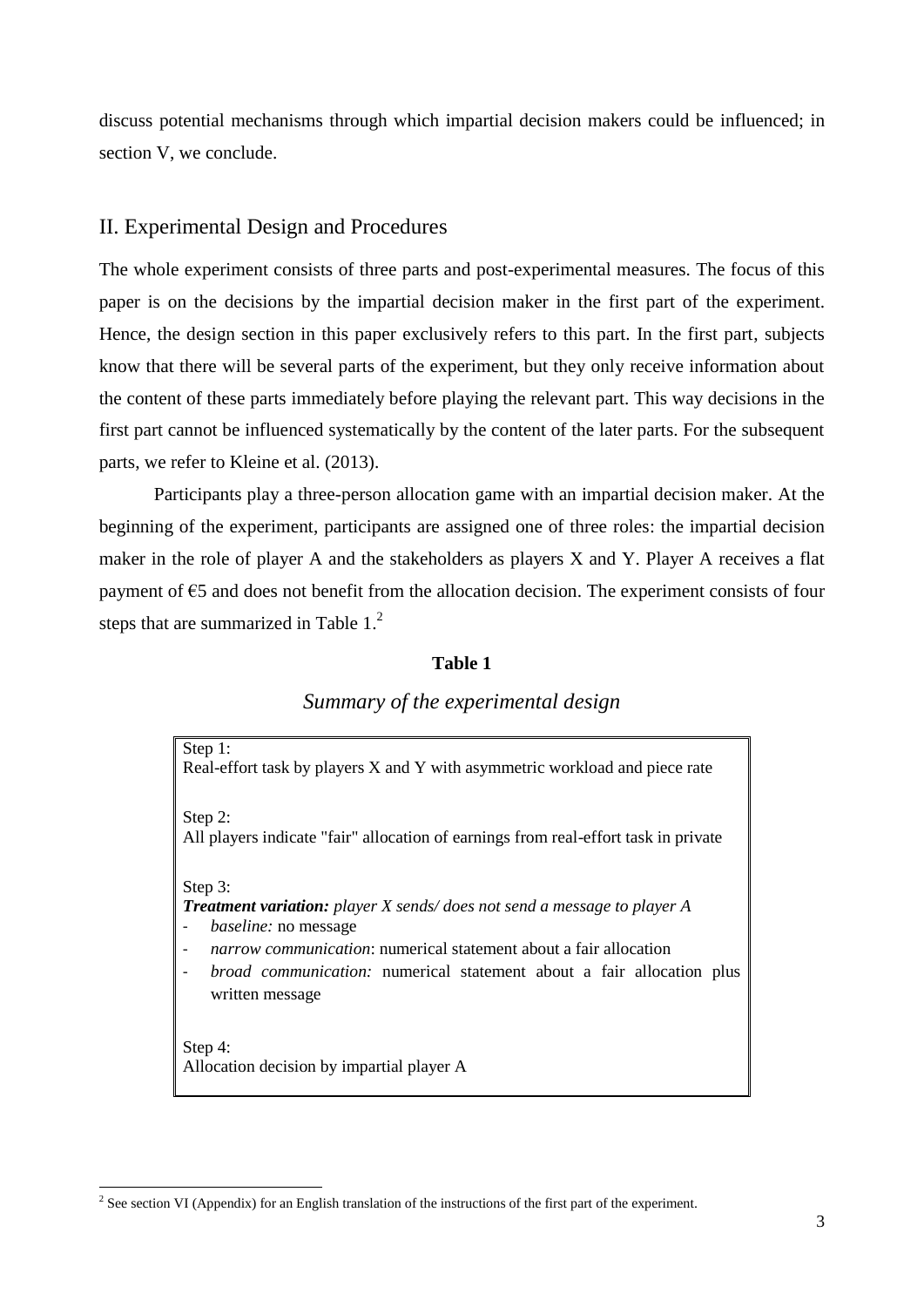discuss potential mechanisms through which impartial decision makers could be influenced; in section V, we conclude.

## II. Experimental Design and Procedures

The whole experiment consists of three parts and post-experimental measures. The focus of this paper is on the decisions by the impartial decision maker in the first part of the experiment. Hence, the design section in this paper exclusively refers to this part. In the first part, subjects know that there will be several parts of the experiment, but they only receive information about the content of these parts immediately before playing the relevant part. This way decisions in the first part cannot be influenced systematically by the content of the later parts. For the subsequent parts, we refer to Kleine et al. (2013).

Participants play a three-person allocation game with an impartial decision maker. At the beginning of the experiment, participants are assigned one of three roles: the impartial decision maker in the role of player A and the stakeholders as players X and Y. Player A receives a flat payment of €5 and does not benefit from the allocation decision. The experiment consists of four steps that are summarized in Table 1.[2]

**Table 1**

*Summary of the experimental design*

Step 1:
Real-effort task by players X and Y with asymmetric workload and piece rate

Step 2:
All players indicate "fair" allocation of earnings from real-effort task in private

Step 3:
***Treatment variation:*** *player X sends/ does not send a message to player A*

- *baseline:* no message
- *narrow communication*: numerical statement about a fair allocation
- *broad communication:* numerical statement about a fair allocation plus written message

Step 4:
Allocation decision by impartial player A

[2] See section VI (Appendix) for an English translation of the instructions of the first part of the experiment.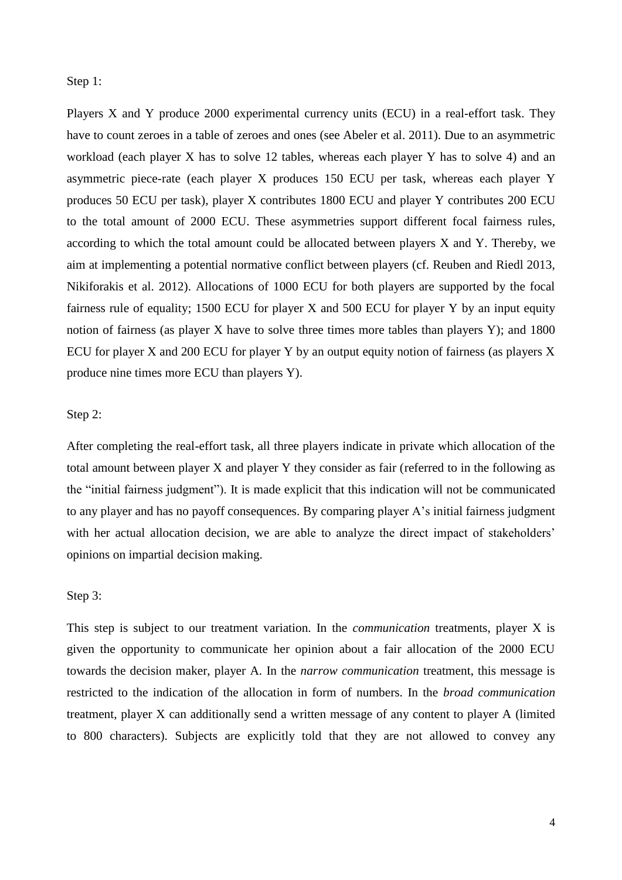Step 1:

Players X and Y produce 2000 experimental currency units (ECU) in a real-effort task. They have to count zeroes in a table of zeroes and ones (see Abeler et al. 2011). Due to an asymmetric workload (each player X has to solve 12 tables, whereas each player Y has to solve 4) and an asymmetric piece-rate (each player X produces 150 ECU per task, whereas each player Y produces 50 ECU per task), player X contributes 1800 ECU and player Y contributes 200 ECU to the total amount of 2000 ECU. These asymmetries support different focal fairness rules, according to which the total amount could be allocated between players X and Y. Thereby, we aim at implementing a potential normative conflict between players (cf. Reuben and Riedl 2013, Nikiforakis et al. 2012). Allocations of 1000 ECU for both players are supported by the focal fairness rule of equality; 1500 ECU for player X and 500 ECU for player Y by an input equity notion of fairness (as player X have to solve three times more tables than players Y); and 1800 ECU for player X and 200 ECU for player Y by an output equity notion of fairness (as players X produce nine times more ECU than players Y).

Step 2:

After completing the real-effort task, all three players indicate in private which allocation of the total amount between player X and player Y they consider as fair (referred to in the following as the "initial fairness judgment"). It is made explicit that this indication will not be communicated to any player and has no payoff consequences. By comparing player A's initial fairness judgment with her actual allocation decision, we are able to analyze the direct impact of stakeholders' opinions on impartial decision making.

Step 3:

This step is subject to our treatment variation. In the *communication* treatments, player X is given the opportunity to communicate her opinion about a fair allocation of the 2000 ECU towards the decision maker, player A. In the *narrow communication* treatment, this message is restricted to the indication of the allocation in form of numbers. In the *broad communication* treatment, player X can additionally send a written message of any content to player A (limited to 800 characters). Subjects are explicitly told that they are not allowed to convey any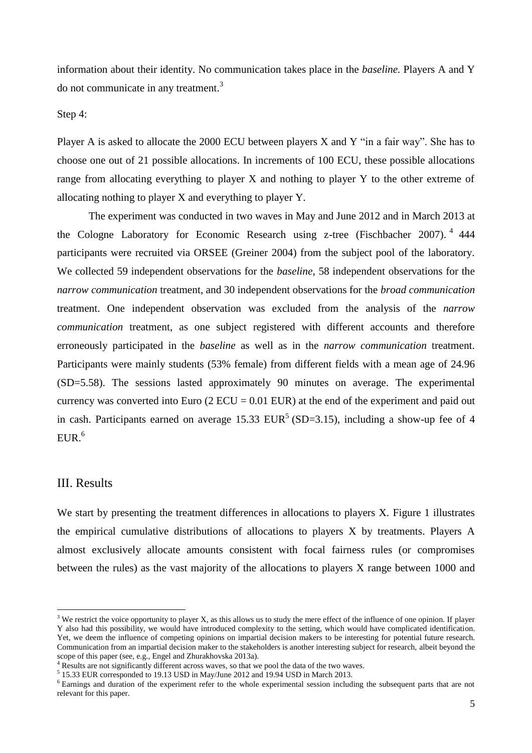information about their identity. No communication takes place in the *baseline.* Players A and Y do not communicate in any treatment.[3]

Step 4:

Player A is asked to allocate the 2000 ECU between players X and Y "in a fair way". She has to choose one out of 21 possible allocations. In increments of 100 ECU, these possible allocations range from allocating everything to player X and nothing to player Y to the other extreme of allocating nothing to player X and everything to player Y.

The experiment was conducted in two waves in May and June 2012 and in March 2013 at the Cologne Laboratory for Economic Research using z-tree (Fischbacher 2007).[4] 444 participants were recruited via ORSEE (Greiner 2004) from the subject pool of the laboratory. We collected 59 independent observations for the *baseline*, 58 independent observations for the *narrow communication* treatment, and 30 independent observations for the *broad communication* treatment. One independent observation was excluded from the analysis of the *narrow communication* treatment, as one subject registered with different accounts and therefore erroneously participated in the *baseline* as well as in the *narrow communication* treatment. Participants were mainly students (53% female) from different fields with a mean age of 24.96 (SD=5.58). The sessions lasted approximately 90 minutes on average. The experimental currency was converted into Euro (2 ECU = 0.01 EUR) at the end of the experiment and paid out in cash. Participants earned on average 15.33 EUR[5] (SD=3.15), including a show-up fee of 4 EUR.[6]

## III. Results

We start by presenting the treatment differences in allocations to players X. Figure 1 illustrates the empirical cumulative distributions of allocations to players X by treatments. Players A almost exclusively allocate amounts consistent with focal fairness rules (or compromises between the rules) as the vast majority of the allocations to players X range between 1000 and

---

[3] We restrict the voice opportunity to player X, as this allows us to study the mere effect of the influence of one opinion. If player Y also had this possibility, we would have introduced complexity to the setting, which would have complicated identification. Yet, we deem the influence of competing opinions on impartial decision makers to be interesting for potential future research. Communication from an impartial decision maker to the stakeholders is another interesting subject for research, albeit beyond the scope of this paper (see, e.g., Engel and Zhurakhovska 2013a).

[4] Results are not significantly different across waves, so that we pool the data of the two waves.

[5] 15.33 EUR corresponded to 19.13 USD in May/June 2012 and 19.94 USD in March 2013.

[6] Earnings and duration of the experiment refer to the whole experimental session including the subsequent parts that are not relevant for this paper.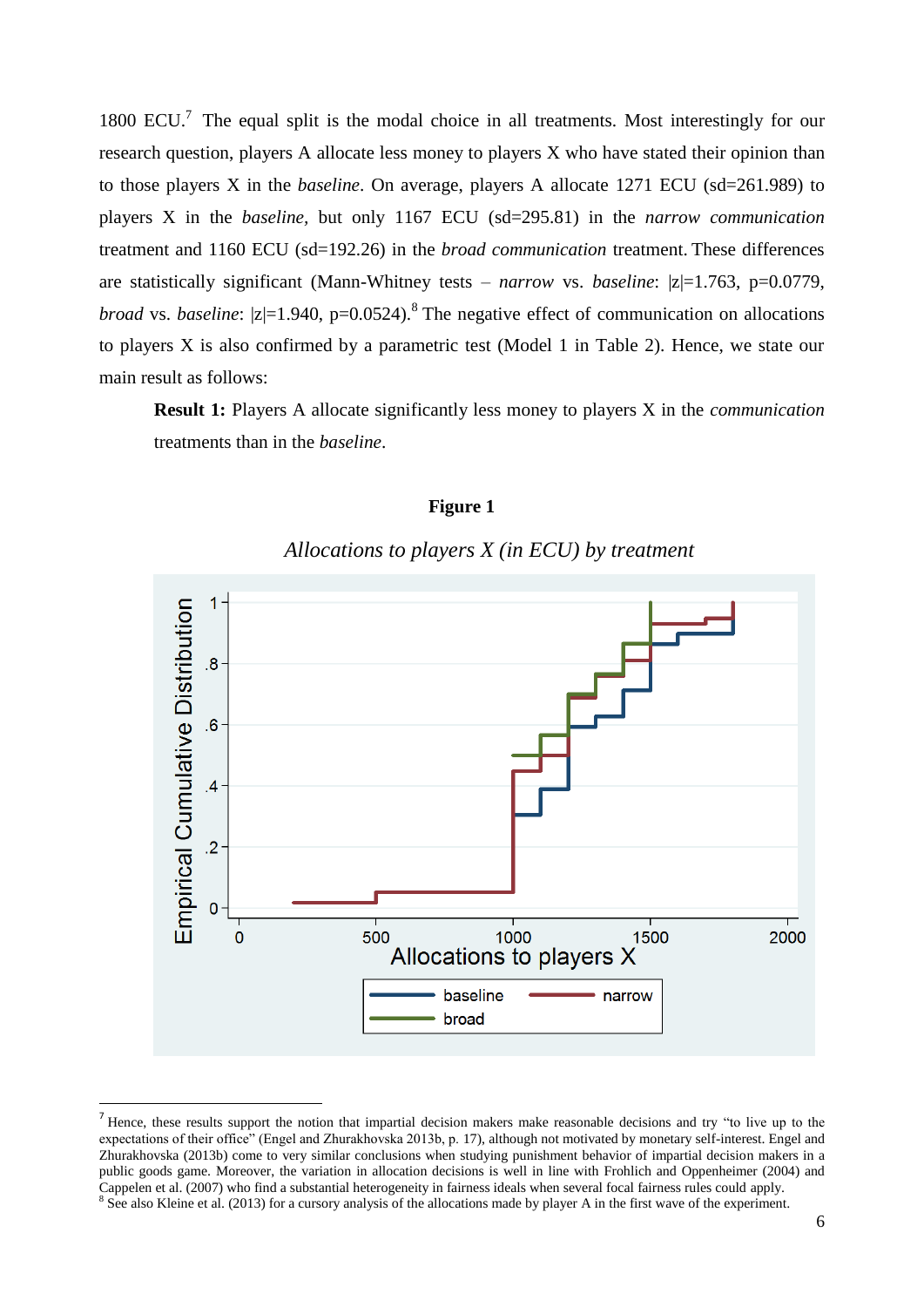1800 ECU.[7] The equal split is the modal choice in all treatments. Most interestingly for our research question, players A allocate less money to players X who have stated their opinion than to those players X in the *baseline*. On average, players A allocate 1271 ECU (sd=261.989) to players X in the *baseline*, but only 1167 ECU (sd=295.81) in the *narrow communication* treatment and 1160 ECU (sd=192.26) in the *broad communication* treatment. These differences are statistically significant (Mann-Whitney tests – *narrow* vs. *baseline*: |z|=1.763, p=0.0779, *broad* vs. *baseline*: |z|=1.940, p=0.0524).[8] The negative effect of communication on allocations to players X is also confirmed by a parametric test (Model 1 in Table 2). Hence, we state our main result as follows:

**Result 1:** Players A allocate significantly less money to players X in the *communication* treatments than in the *baseline*.

**Figure 1**

*Allocations to players X (in ECU) by treatment*

Empirical Cumulative Distribution

0
.2
.4
.6
.8
1

0
500
1000
1500
2000

Allocations to players X

baseline
narrow
broad

[7] Hence, these results support the notion that impartial decision makers make reasonable decisions and try "to live up to the expectations of their office" (Engel and Zhurakhovska 2013b, p. 17), although not motivated by monetary self-interest. Engel and Zhurakhovska (2013b) come to very similar conclusions when studying punishment behavior of impartial decision makers in a public goods game. Moreover, the variation in allocation decisions is well in line with Frohlich and Oppenheimer (2004) and Cappelen et al. (2007) who find a substantial heterogeneity in fairness ideals when several focal fairness rules could apply.

[8] See also Kleine et al. (2013) for a cursory analysis of the allocations made by player A in the first wave of the experiment.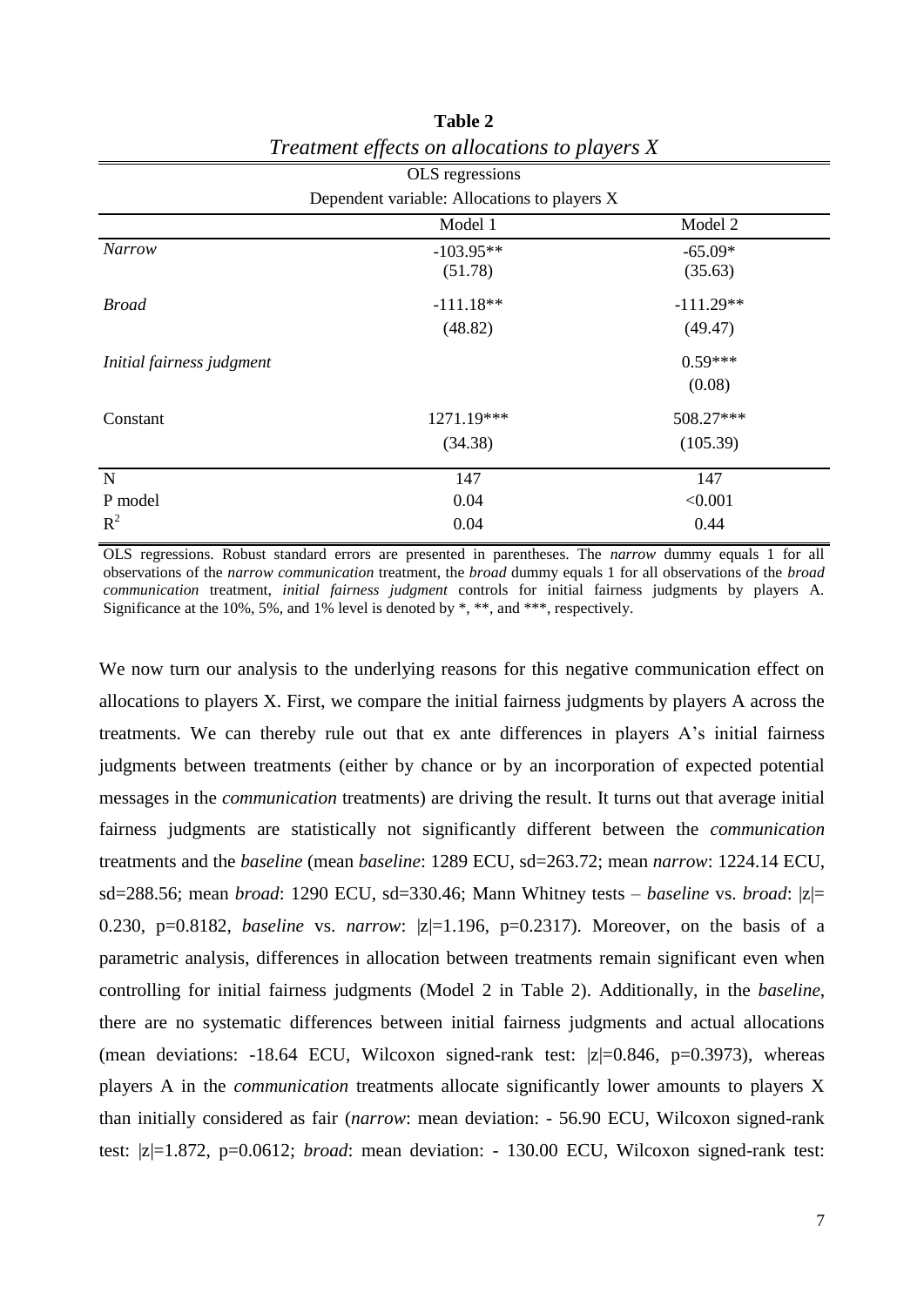**Table 2**

*Treatment effects on allocations to players X*

| OLS regressions | | |
|---|---|---|
| Dependent variable: Allocations to players X | | |
| | Model 1 | Model 2 |
| *Narrow* | -103.95** | -65.09* |
| | (51.78) | (35.63) |
| *Broad* | -111.18** | -111.29** |
| | (48.82) | (49.47) |
| *Initial fairness judgment* | | 0.59*** |
| | | (0.08) |
| Constant | 1271.19*** | 508.27*** |
| | (34.38) | (105.39) |
| N | 147 | 147 |
| P model | 0.04 | <0.001 |
| $R^2$ | 0.04 | 0.44 |

OLS regressions. Robust standard errors are presented in parentheses. The *narrow* dummy equals 1 for all observations of the *narrow communication* treatment, the *broad* dummy equals 1 for all observations of the *broad communication* treatment, *initial fairness judgment* controls for initial fairness judgments by players A. Significance at the 10%, 5%, and 1% level is denoted by *, **, and ***, respectively.

We now turn our analysis to the underlying reasons for this negative communication effect on allocations to players X. First, we compare the initial fairness judgments by players A across the treatments. We can thereby rule out that ex ante differences in players A's initial fairness judgments between treatments (either by chance or by an incorporation of expected potential messages in the *communication* treatments) are driving the result. It turns out that average initial fairness judgments are statistically not significantly different between the *communication* treatments and the *baseline* (mean *baseline*: 1289 ECU, sd=263.72; mean *narrow*: 1224.14 ECU, sd=288.56; mean *broad*: 1290 ECU, sd=330.46; Mann Whitney tests – *baseline* vs. *broad*: $|z|=0.230$, $p=0.8182$, *baseline* vs. *narrow*: $|z|=1.196$, $p=0.2317$). Moreover, on the basis of a parametric analysis, differences in allocation between treatments remain significant even when controlling for initial fairness judgments (Model 2 in Table 2). Additionally, in the *baseline*, there are no systematic differences between initial fairness judgments and actual allocations (mean deviations: -18.64 ECU, Wilcoxon signed-rank test: $|z|=0.846$, $p=0.3973$), whereas players A in the *communication* treatments allocate significantly lower amounts to players X than initially considered as fair (*narrow*: mean deviation: - 56.90 ECU, Wilcoxon signed-rank test: $|z|=1.872$, $p=0.0612$; *broad*: mean deviation: - 130.00 ECU, Wilcoxon signed-rank test: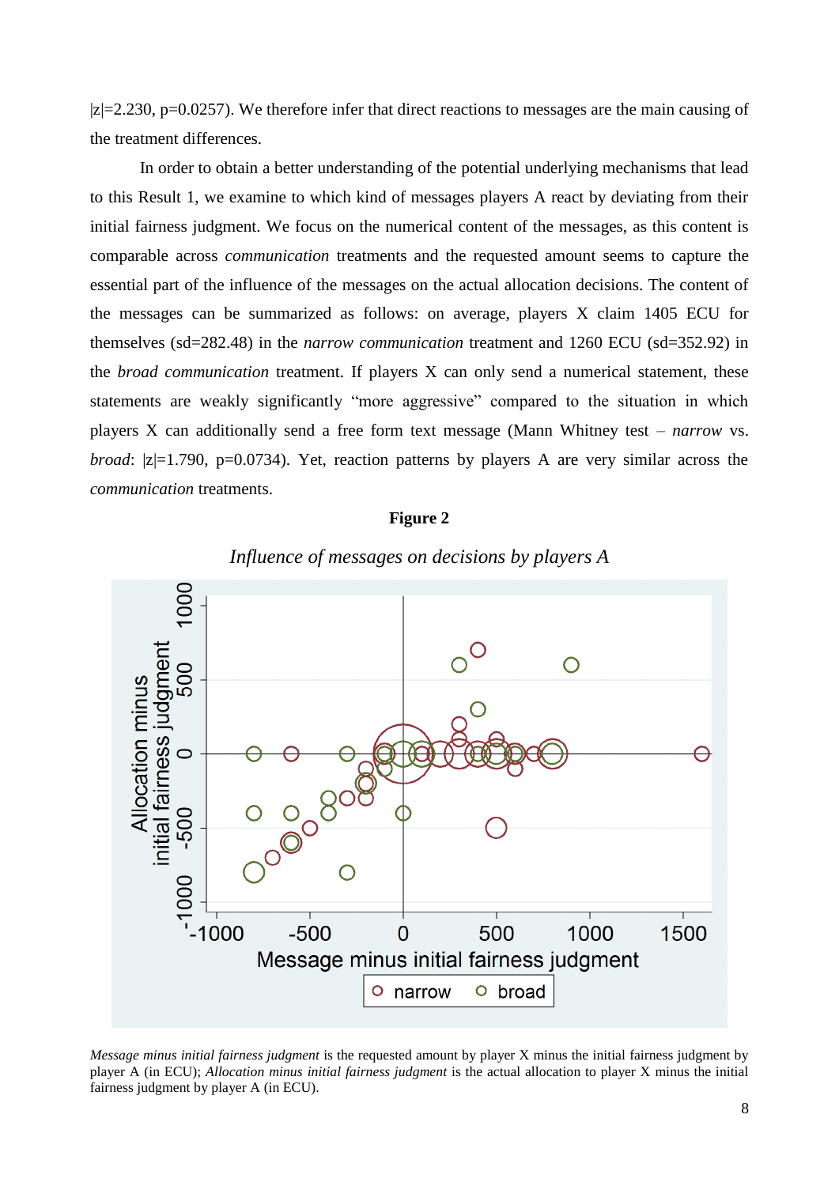|z|=2.230, p=0.0257). We therefore infer that direct reactions to messages are the main causing of the treatment differences.

In order to obtain a better understanding of the potential underlying mechanisms that lead to this Result 1, we examine to which kind of messages players A react by deviating from their initial fairness judgment. We focus on the numerical content of the messages, as this content is comparable across *communication* treatments and the requested amount seems to capture the essential part of the influence of the messages on the actual allocation decisions. The content of the messages can be summarized as follows: on average, players X claim 1405 ECU for themselves (sd=282.48) in the *narrow communication* treatment and 1260 ECU (sd=352.92) in the *broad communication* treatment. If players X can only send a numerical statement, these statements are weakly significantly "more aggressive" compared to the situation in which players X can additionally send a free form text message (Mann Whitney test – *narrow* vs. *broad*: |z|=1.790, p=0.0734). Yet, reaction patterns by players A are very similar across the *communication* treatments.

**Figure 2**

*Influence of messages on decisions by players A*

Allocation minus initial fairness judgment

-1000
-500
0
500
1000

-1000
-500
0
500
1000
1500

Message minus initial fairness judgment

narrow
broad

*Message minus initial fairness judgment* is the requested amount by player X minus the initial fairness judgment by player A (in ECU); *Allocation minus initial fairness judgment* is the actual allocation to player X minus the initial fairness judgment by player A (in ECU).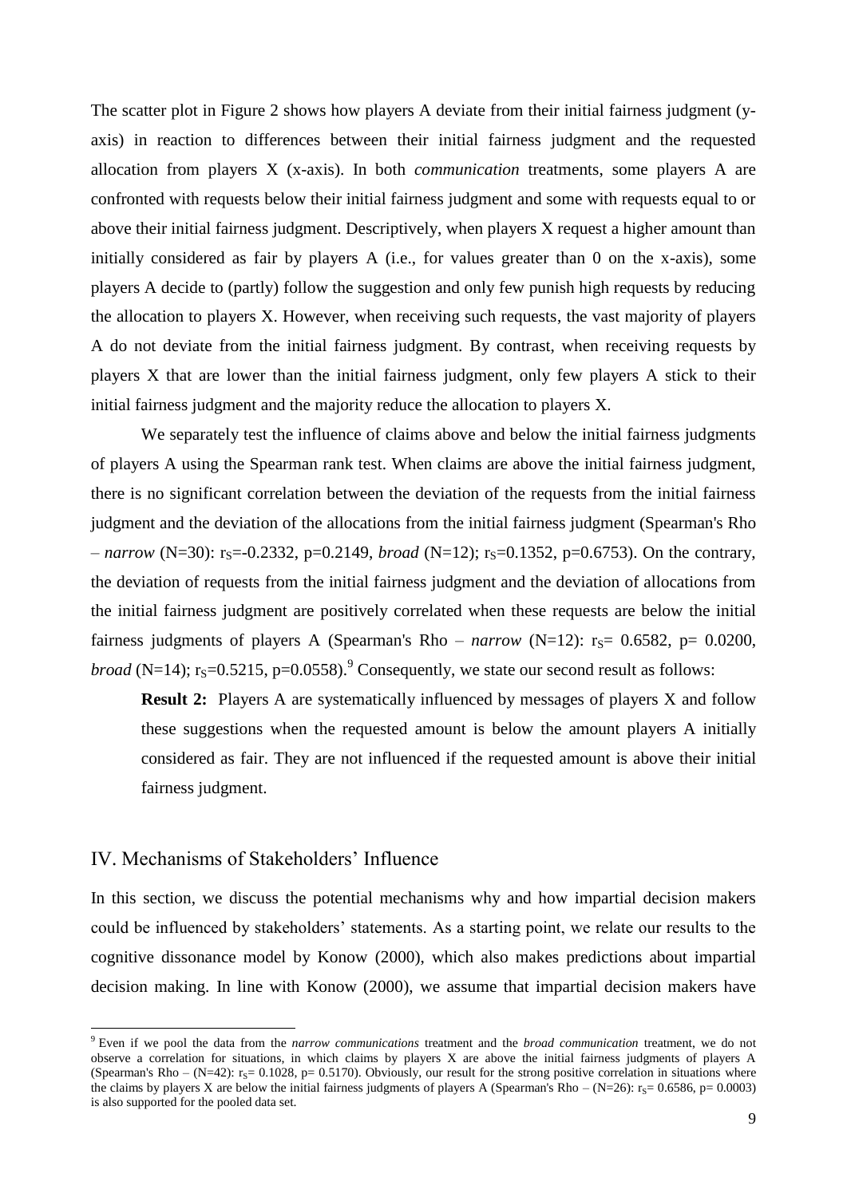The scatter plot in Figure 2 shows how players A deviate from their initial fairness judgment (y-axis) in reaction to differences between their initial fairness judgment and the requested allocation from players X (x-axis). In both *communication* treatments, some players A are confronted with requests below their initial fairness judgment and some with requests equal to or above their initial fairness judgment. Descriptively, when players X request a higher amount than initially considered as fair by players A (i.e., for values greater than 0 on the x-axis), some players A decide to (partly) follow the suggestion and only few punish high requests by reducing the allocation to players X. However, when receiving such requests, the vast majority of players A do not deviate from the initial fairness judgment. By contrast, when receiving requests by players X that are lower than the initial fairness judgment, only few players A stick to their initial fairness judgment and the majority reduce the allocation to players X.

We separately test the influence of claims above and below the initial fairness judgments of players A using the Spearman rank test. When claims are above the initial fairness judgment, there is no significant correlation between the deviation of the requests from the initial fairness judgment and the deviation of the allocations from the initial fairness judgment (Spearman's Rho – *narrow* (N=30): $r_S$=-0.2332, p=0.2149, *broad* (N=12); $r_S$=0.1352, p=0.6753). On the contrary, the deviation of requests from the initial fairness judgment and the deviation of allocations from the initial fairness judgment are positively correlated when these requests are below the initial fairness judgments of players A (Spearman's Rho – *narrow* (N=12): $r_S$= 0.6582, p= 0.0200, *broad* (N=14); $r_S$=0.5215, p=0.0558).[9] Consequently, we state our second result as follows:

> **Result 2:** Players A are systematically influenced by messages of players X and follow these suggestions when the requested amount is below the amount players A initially considered as fair. They are not influenced if the requested amount is above their initial fairness judgment.

## IV. Mechanisms of Stakeholders' Influence

In this section, we discuss the potential mechanisms why and how impartial decision makers could be influenced by stakeholders' statements. As a starting point, we relate our results to the cognitive dissonance model by Konow (2000), which also makes predictions about impartial decision making. In line with Konow (2000), we assume that impartial decision makers have

---

[9] Even if we pool the data from the *narrow communications* treatment and the *broad communication* treatment, we do not observe a correlation for situations, in which claims by players X are above the initial fairness judgments of players A (Spearman's Rho – (N=42): $r_s$= 0.1028, p= 0.5170). Obviously, our result for the strong positive correlation in situations where the claims by players X are below the initial fairness judgments of players A (Spearman's Rho – (N=26): $r_s$= 0.6586, p= 0.0003) is also supported for the pooled data set.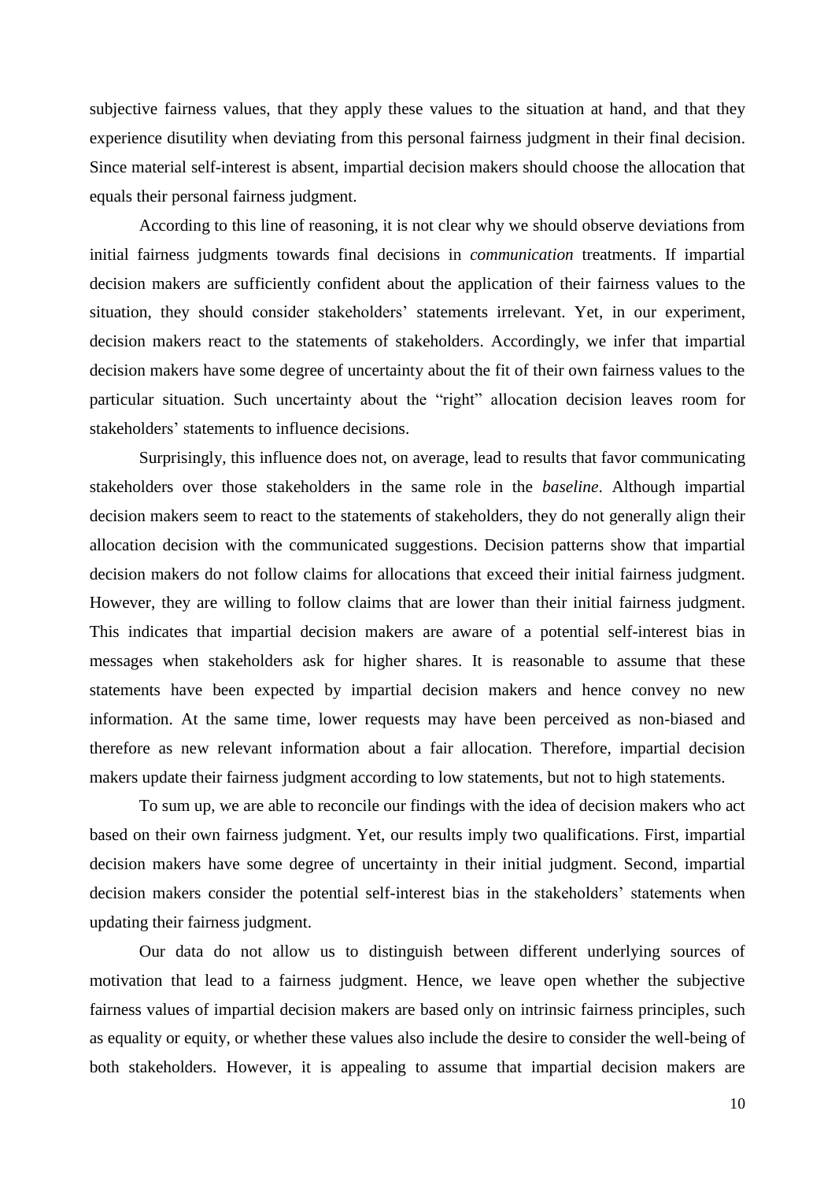subjective fairness values, that they apply these values to the situation at hand, and that they experience disutility when deviating from this personal fairness judgment in their final decision. Since material self-interest is absent, impartial decision makers should choose the allocation that equals their personal fairness judgment.

According to this line of reasoning, it is not clear why we should observe deviations from initial fairness judgments towards final decisions in *communication* treatments. If impartial decision makers are sufficiently confident about the application of their fairness values to the situation, they should consider stakeholders' statements irrelevant. Yet, in our experiment, decision makers react to the statements of stakeholders. Accordingly, we infer that impartial decision makers have some degree of uncertainty about the fit of their own fairness values to the particular situation. Such uncertainty about the "right" allocation decision leaves room for stakeholders' statements to influence decisions.

Surprisingly, this influence does not, on average, lead to results that favor communicating stakeholders over those stakeholders in the same role in the *baseline*. Although impartial decision makers seem to react to the statements of stakeholders, they do not generally align their allocation decision with the communicated suggestions. Decision patterns show that impartial decision makers do not follow claims for allocations that exceed their initial fairness judgment. However, they are willing to follow claims that are lower than their initial fairness judgment. This indicates that impartial decision makers are aware of a potential self-interest bias in messages when stakeholders ask for higher shares. It is reasonable to assume that these statements have been expected by impartial decision makers and hence convey no new information. At the same time, lower requests may have been perceived as non-biased and therefore as new relevant information about a fair allocation. Therefore, impartial decision makers update their fairness judgment according to low statements, but not to high statements.

To sum up, we are able to reconcile our findings with the idea of decision makers who act based on their own fairness judgment. Yet, our results imply two qualifications. First, impartial decision makers have some degree of uncertainty in their initial judgment. Second, impartial decision makers consider the potential self-interest bias in the stakeholders' statements when updating their fairness judgment.

Our data do not allow us to distinguish between different underlying sources of motivation that lead to a fairness judgment. Hence, we leave open whether the subjective fairness values of impartial decision makers are based only on intrinsic fairness principles, such as equality or equity, or whether these values also include the desire to consider the well-being of both stakeholders. However, it is appealing to assume that impartial decision makers are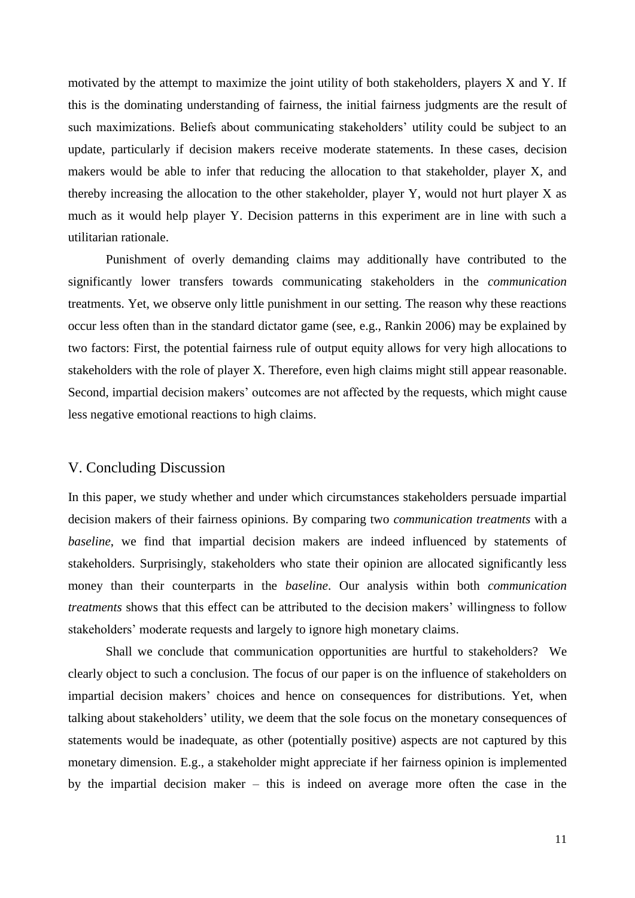motivated by the attempt to maximize the joint utility of both stakeholders, players X and Y. If this is the dominating understanding of fairness, the initial fairness judgments are the result of such maximizations. Beliefs about communicating stakeholders' utility could be subject to an update, particularly if decision makers receive moderate statements. In these cases, decision makers would be able to infer that reducing the allocation to that stakeholder, player X, and thereby increasing the allocation to the other stakeholder, player Y, would not hurt player X as much as it would help player Y. Decision patterns in this experiment are in line with such a utilitarian rationale.

Punishment of overly demanding claims may additionally have contributed to the significantly lower transfers towards communicating stakeholders in the *communication* treatments. Yet, we observe only little punishment in our setting. The reason why these reactions occur less often than in the standard dictator game (see, e.g., Rankin 2006) may be explained by two factors: First, the potential fairness rule of output equity allows for very high allocations to stakeholders with the role of player X. Therefore, even high claims might still appear reasonable. Second, impartial decision makers' outcomes are not affected by the requests, which might cause less negative emotional reactions to high claims.

## V. Concluding Discussion

In this paper, we study whether and under which circumstances stakeholders persuade impartial decision makers of their fairness opinions. By comparing two *communication treatments* with a *baseline*, we find that impartial decision makers are indeed influenced by statements of stakeholders. Surprisingly, stakeholders who state their opinion are allocated significantly less money than their counterparts in the *baseline*. Our analysis within both *communication treatments* shows that this effect can be attributed to the decision makers' willingness to follow stakeholders' moderate requests and largely to ignore high monetary claims.

Shall we conclude that communication opportunities are hurtful to stakeholders? We clearly object to such a conclusion. The focus of our paper is on the influence of stakeholders on impartial decision makers' choices and hence on consequences for distributions. Yet, when talking about stakeholders' utility, we deem that the sole focus on the monetary consequences of statements would be inadequate, as other (potentially positive) aspects are not captured by this monetary dimension. E.g., a stakeholder might appreciate if her fairness opinion is implemented by the impartial decision maker – this is indeed on average more often the case in the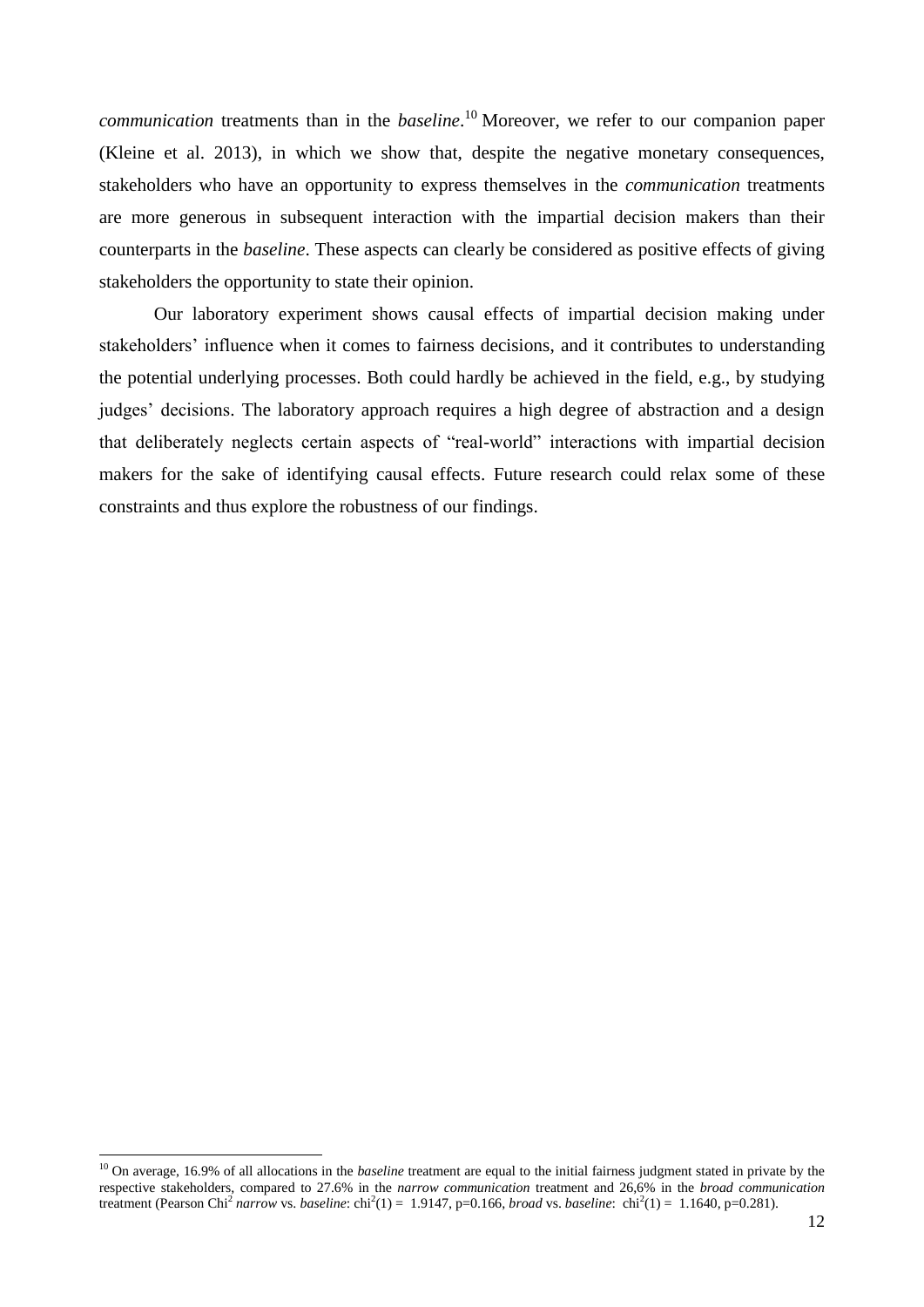*communication* treatments than in the *baseline*.[10] Moreover, we refer to our companion paper (Kleine et al. 2013), in which we show that, despite the negative monetary consequences, stakeholders who have an opportunity to express themselves in the *communication* treatments are more generous in subsequent interaction with the impartial decision makers than their counterparts in the *baseline*. These aspects can clearly be considered as positive effects of giving stakeholders the opportunity to state their opinion.

Our laboratory experiment shows causal effects of impartial decision making under stakeholders' influence when it comes to fairness decisions, and it contributes to understanding the potential underlying processes. Both could hardly be achieved in the field, e.g., by studying judges' decisions. The laboratory approach requires a high degree of abstraction and a design that deliberately neglects certain aspects of "real-world" interactions with impartial decision makers for the sake of identifying causal effects. Future research could relax some of these constraints and thus explore the robustness of our findings.

---

[10] On average, 16.9% of all allocations in the *baseline* treatment are equal to the initial fairness judgment stated in private by the respective stakeholders, compared to 27.6% in the *narrow communication* treatment and 26,6% in the *broad communication* treatment (Pearson $Chi^2$ *narrow* vs. *baseline*: $chi^2(1) = 1.9147$, p=0.166, *broad* vs. *baseline*: $chi^2(1) = 1.1640$, p=0.281).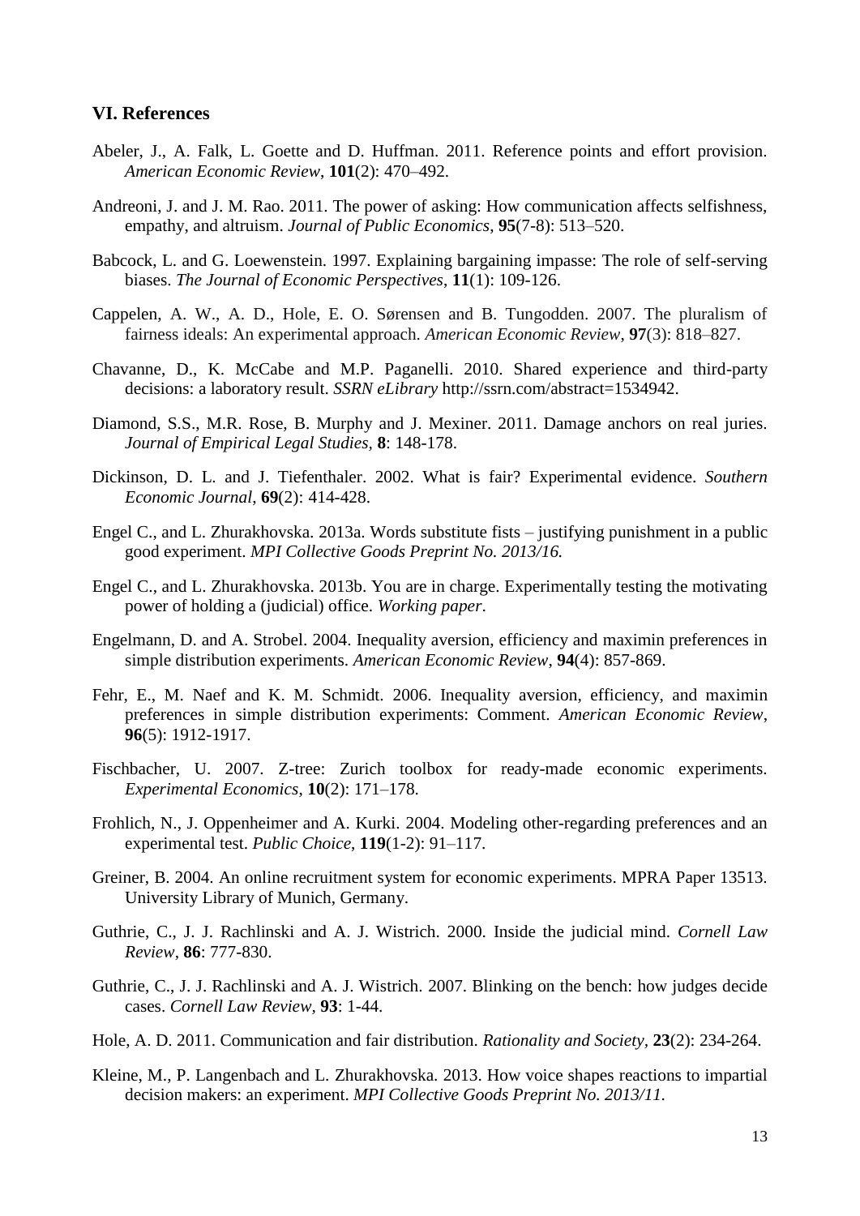### VI. References

Abeler, J., A. Falk, L. Goette and D. Huffman. 2011. Reference points and effort provision. *American Economic Review*, **101**(2): 470–492.

Andreoni, J. and J. M. Rao. 2011. The power of asking: How communication affects selfishness, empathy, and altruism. *Journal of Public Economics*, **95**(7-8): 513–520.

Babcock, L. and G. Loewenstein. 1997. Explaining bargaining impasse: The role of self-serving biases. *The Journal of Economic Perspectives*, **11**(1): 109-126.

Cappelen, A. W., A. D., Hole, E. O. Sørensen and B. Tungodden. 2007. The pluralism of fairness ideals: An experimental approach. *American Economic Review*, **97**(3): 818–827.

Chavanne, D., K. McCabe and M.P. Paganelli. 2010. Shared experience and third-party decisions: a laboratory result. *SSRN eLibrary* http://ssrn.com/abstract=1534942.

Diamond, S.S., M.R. Rose, B. Murphy and J. Mexiner. 2011. Damage anchors on real juries. *Journal of Empirical Legal Studies*, **8**: 148-178.

Dickinson, D. L. and J. Tiefenthaler. 2002. What is fair? Experimental evidence. *Southern Economic Journal*, **69**(2): 414-428.

Engel C., and L. Zhurakhovska. 2013a. Words substitute fists – justifying punishment in a public good experiment. *MPI Collective Goods Preprint No. 2013/16.*

Engel C., and L. Zhurakhovska. 2013b. You are in charge. Experimentally testing the motivating power of holding a (judicial) office. *Working paper*.

Engelmann, D. and A. Strobel. 2004. Inequality aversion, efficiency and maximin preferences in simple distribution experiments. *American Economic Review*, **94**(4): 857-869.

Fehr, E., M. Naef and K. M. Schmidt. 2006. Inequality aversion, efficiency, and maximin preferences in simple distribution experiments: Comment. *American Economic Review*, **96**(5): 1912-1917.

Fischbacher, U. 2007. Z-tree: Zurich toolbox for ready-made economic experiments. *Experimental Economics*, **10**(2): 171–178.

Frohlich, N., J. Oppenheimer and A. Kurki. 2004. Modeling other-regarding preferences and an experimental test. *Public Choice*, **119**(1-2): 91–117.

Greiner, B. 2004. An online recruitment system for economic experiments. MPRA Paper 13513. University Library of Munich, Germany.

Guthrie, C., J. J. Rachlinski and A. J. Wistrich. 2000. Inside the judicial mind. *Cornell Law Review*, **86**: 777-830.

Guthrie, C., J. J. Rachlinski and A. J. Wistrich. 2007. Blinking on the bench: how judges decide cases. *Cornell Law Review*, **93**: 1-44.

Hole, A. D. 2011. Communication and fair distribution. *Rationality and Society*, **23**(2): 234-264.

Kleine, M., P. Langenbach and L. Zhurakhovska. 2013. How voice shapes reactions to impartial decision makers: an experiment. *MPI Collective Goods Preprint No. 2013/11.*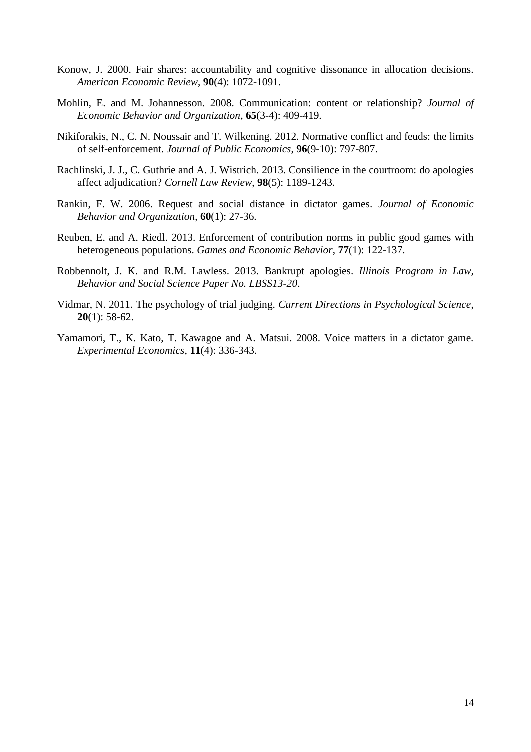Konow, J. 2000. Fair shares: accountability and cognitive dissonance in allocation decisions. *American Economic Review*, **90**(4): 1072-1091.

Mohlin, E. and M. Johannesson. 2008. Communication: content or relationship? *Journal of Economic Behavior and Organization*, **65**(3-4): 409-419.

Nikiforakis, N., C. N. Noussair and T. Wilkening. 2012. Normative conflict and feuds: the limits of self-enforcement. *Journal of Public Economics*, **96**(9-10): 797-807.

Rachlinski, J. J., C. Guthrie and A. J. Wistrich. 2013. Consilience in the courtroom: do apologies affect adjudication? *Cornell Law Review*, **98**(5): 1189-1243.

Rankin, F. W. 2006. Request and social distance in dictator games. *Journal of Economic Behavior and Organization*, **60**(1): 27-36.

Reuben, E. and A. Riedl. 2013. Enforcement of contribution norms in public good games with heterogeneous populations. *Games and Economic Behavior*, **77**(1): 122-137.

Robbennolt, J. K. and R.M. Lawless. 2013. Bankrupt apologies. *Illinois Program in Law, Behavior and Social Science Paper No. LBSS13-20*.

Vidmar, N. 2011. The psychology of trial judging. *Current Directions in Psychological Science*, **20**(1): 58-62.

Yamamori, T., K. Kato, T. Kawagoe and A. Matsui. 2008. Voice matters in a dictator game. *Experimental Economics*, **11**(4): 336-343.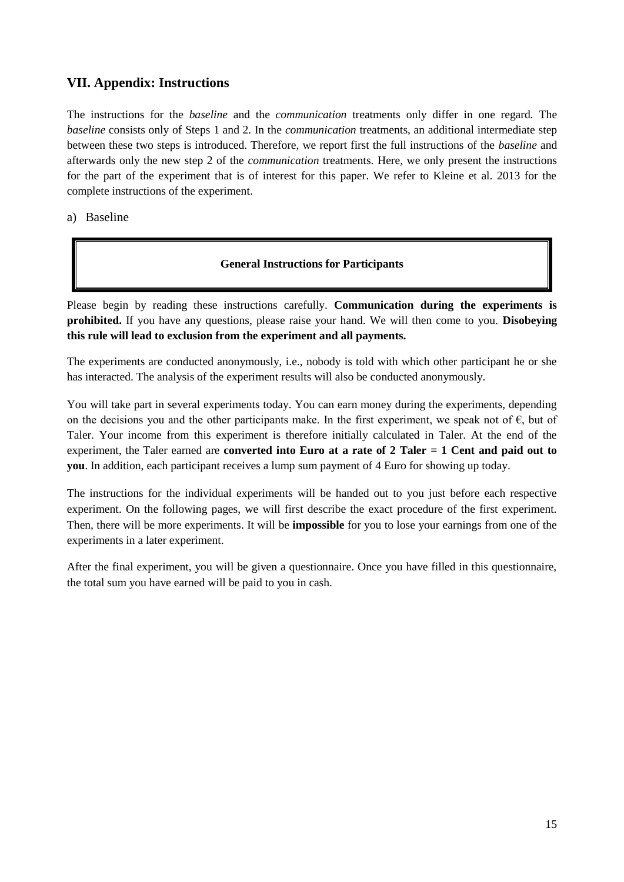## VII. Appendix: Instructions

The instructions for the *baseline* and the *communication* treatments only differ in one regard. The *baseline* consists only of Steps 1 and 2. In the *communication* treatments, an additional intermediate step between these two steps is introduced. Therefore, we report first the full instructions of the *baseline* and afterwards only the new step 2 of the *communication* treatments. Here, we only present the instructions for the part of the experiment that is of interest for this paper. We refer to Kleine et al. 2013 for the complete instructions of the experiment.

a) Baseline

**General Instructions for Participants**

Please begin by reading these instructions carefully. **Communication during the experiments is prohibited.** If you have any questions, please raise your hand. We will then come to you. **Disobeying this rule will lead to exclusion from the experiment and all payments.**

The experiments are conducted anonymously, i.e., nobody is told with which other participant he or she has interacted. The analysis of the experiment results will also be conducted anonymously.

You will take part in several experiments today. You can earn money during the experiments, depending on the decisions you and the other participants make. In the first experiment, we speak not of €, but of Taler. Your income from this experiment is therefore initially calculated in Taler. At the end of the experiment, the Taler earned are **converted into Euro at a rate of 2 Taler = 1 Cent and paid out to you**. In addition, each participant receives a lump sum payment of 4 Euro for showing up today.

The instructions for the individual experiments will be handed out to you just before each respective experiment. On the following pages, we will first describe the exact procedure of the first experiment. Then, there will be more experiments. It will be **impossible** for you to lose your earnings from one of the experiments in a later experiment.

After the final experiment, you will be given a questionnaire. Once you have filled in this questionnaire, the total sum you have earned will be paid to you in cash.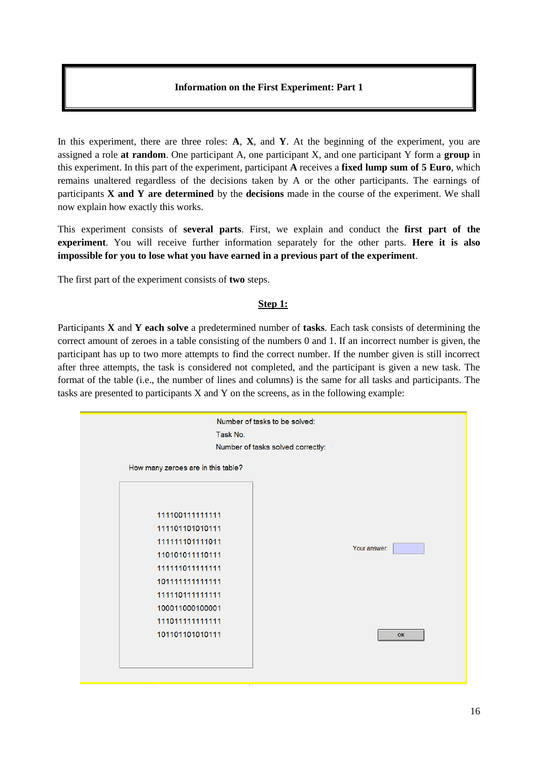## Information on the First Experiment: Part 1

In this experiment, there are three roles: **A**, **X**, and **Y**. At the beginning of the experiment, you are assigned a role **at random**. One participant A, one participant X, and one participant Y form a **group** in this experiment. In this part of the experiment, participant **A** receives a **fixed lump sum of 5 Euro**, which remains unaltered regardless of the decisions taken by A or the other participants. The earnings of participants **X and Y are determined** by the **decisions** made in the course of the experiment. We shall now explain how exactly this works.

This experiment consists of **several parts**. First, we explain and conduct the **first part of the experiment**. You will receive further information separately for the other parts. **Here it is also impossible for you to lose what you have earned in a previous part of the experiment**.

The first part of the experiment consists of **two** steps.

**Step 1:**

Participants **X** and **Y each solve** a predetermined number of **tasks**. Each task consists of determining the correct amount of zeroes in a table consisting of the numbers 0 and 1. If an incorrect number is given, the participant has up to two more attempts to find the correct number. If the number given is still incorrect after three attempts, the task is considered not completed, and the participant is given a new task. The format of the table (i.e., the number of lines and columns) is the same for all tasks and participants. The tasks are presented to participants X and Y on the screens, as in the following example:

Number of tasks to be solved:
Task No.
Number of tasks solved correctly:

How many zeroes are in this table?

111100111111111
111101101010111
111111101111011
110101011110111
111111011111111
101111111111111
111110111111111
100011000100001
111011111111111
101101101010111

Your answer:

OK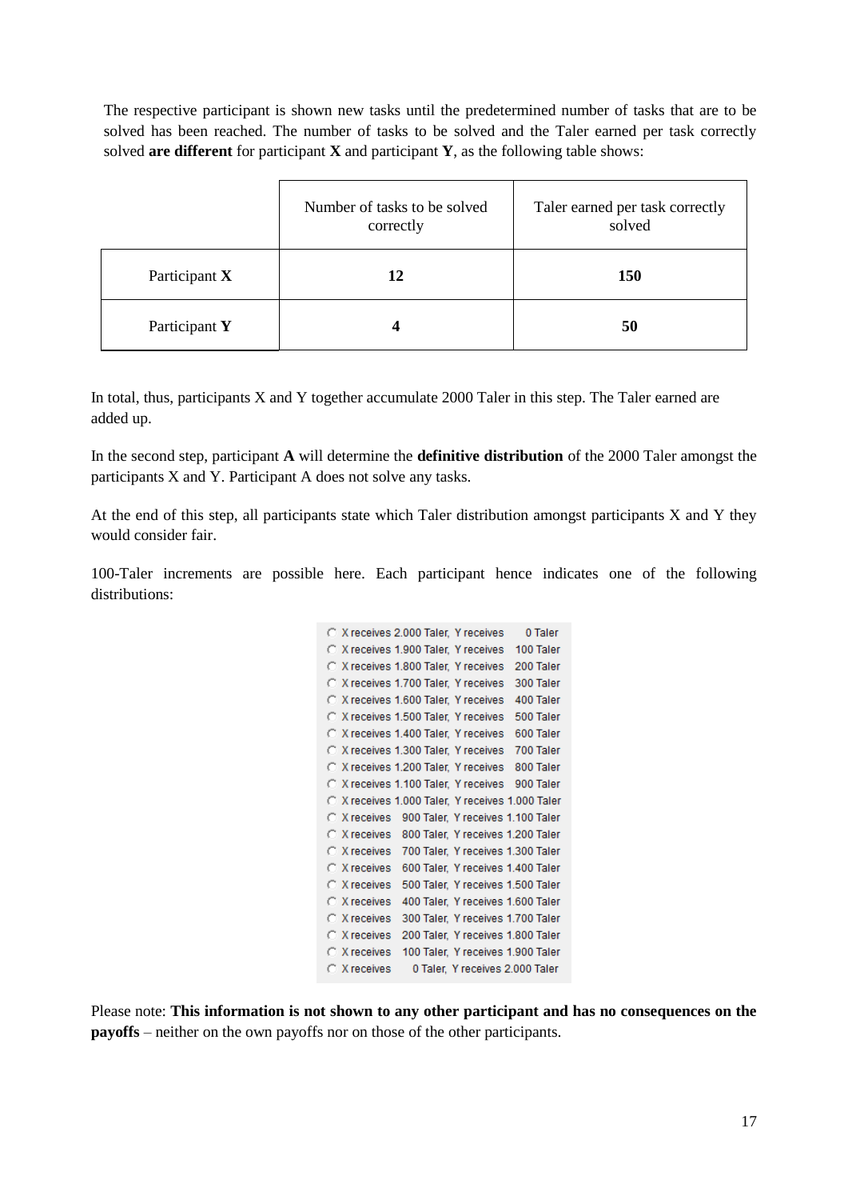The respective participant is shown new tasks until the predetermined number of tasks that are to be solved has been reached. The number of tasks to be solved and the Taler earned per task correctly solved **are different** for participant **X** and participant **Y**, as the following table shows:

| | Number of tasks to be solved correctly | Taler earned per task correctly solved |
|---|---|---|
| Participant **X** | **12** | **150** |
| Participant **Y** | **4** | **50** |

In total, thus, participants X and Y together accumulate 2000 Taler in this step. The Taler earned are added up.

In the second step, participant **A** will determine the **definitive distribution** of the 2000 Taler amongst the participants X and Y. Participant A does not solve any tasks.

At the end of this step, all participants state which Taler distribution amongst participants X and Y they would consider fair.

100-Taler increments are possible here. Each participant hence indicates one of the following distributions:

- ○ X receives 2.000 Taler, Y receives 0 Taler
- ○ X receives 1.900 Taler, Y receives 100 Taler
- ○ X receives 1.800 Taler, Y receives 200 Taler
- ○ X receives 1.700 Taler, Y receives 300 Taler
- ○ X receives 1.600 Taler, Y receives 400 Taler
- ○ X receives 1.500 Taler, Y receives 500 Taler
- ○ X receives 1.400 Taler, Y receives 600 Taler
- ○ X receives 1.300 Taler, Y receives 700 Taler
- ○ X receives 1.200 Taler, Y receives 800 Taler
- ○ X receives 1.100 Taler, Y receives 900 Taler
- ○ X receives 1.000 Taler, Y receives 1.000 Taler
- ○ X receives 900 Taler, Y receives 1.100 Taler
- ○ X receives 800 Taler, Y receives 1.200 Taler
- ○ X receives 700 Taler, Y receives 1.300 Taler
- ○ X receives 600 Taler, Y receives 1.400 Taler
- ○ X receives 500 Taler, Y receives 1.500 Taler
- ○ X receives 400 Taler, Y receives 1.600 Taler
- ○ X receives 300 Taler, Y receives 1.700 Taler
- ○ X receives 200 Taler, Y receives 1.800 Taler
- ○ X receives 100 Taler, Y receives 1.900 Taler
- ○ X receives 0 Taler, Y receives 2.000 Taler

Please note: **This information is not shown to any other participant and has no consequences on the payoffs** – neither on the own payoffs nor on those of the other participants.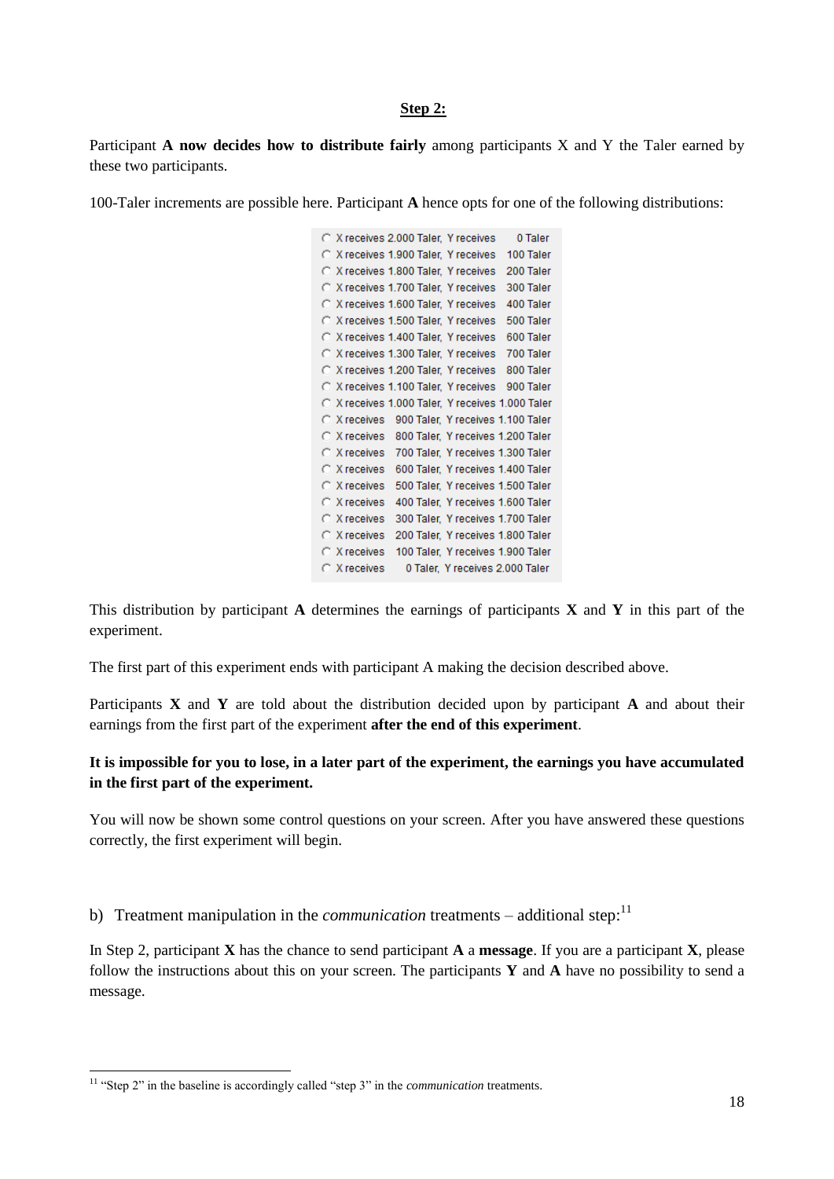**Step 2:**

Participant **A now decides how to distribute fairly** among participants X and Y the Taler earned by these two participants.

100-Taler increments are possible here. Participant **A** hence opts for one of the following distributions:

- ○ X receives 2.000 Taler, Y receives 0 Taler
- ○ X receives 1.900 Taler, Y receives 100 Taler
- ○ X receives 1.800 Taler, Y receives 200 Taler
- ○ X receives 1.700 Taler, Y receives 300 Taler
- ○ X receives 1.600 Taler, Y receives 400 Taler
- ○ X receives 1.500 Taler, Y receives 500 Taler
- ○ X receives 1.400 Taler, Y receives 600 Taler
- ○ X receives 1.300 Taler, Y receives 700 Taler
- ○ X receives 1.200 Taler, Y receives 800 Taler
- ○ X receives 1.100 Taler, Y receives 900 Taler
- ○ X receives 1.000 Taler, Y receives 1.000 Taler
- ○ X receives 900 Taler, Y receives 1.100 Taler
- ○ X receives 800 Taler, Y receives 1.200 Taler
- ○ X receives 700 Taler, Y receives 1.300 Taler
- ○ X receives 600 Taler, Y receives 1.400 Taler
- ○ X receives 500 Taler, Y receives 1.500 Taler
- ○ X receives 400 Taler, Y receives 1.600 Taler
- ○ X receives 300 Taler, Y receives 1.700 Taler
- ○ X receives 200 Taler, Y receives 1.800 Taler
- ○ X receives 100 Taler, Y receives 1.900 Taler
- ○ X receives 0 Taler, Y receives 2.000 Taler

This distribution by participant **A** determines the earnings of participants **X** and **Y** in this part of the experiment.

The first part of this experiment ends with participant A making the decision described above.

Participants **X** and **Y** are told about the distribution decided upon by participant **A** and about their earnings from the first part of the experiment **after the end of this experiment**.

**It is impossible for you to lose, in a later part of the experiment, the earnings you have accumulated in the first part of the experiment.**

You will now be shown some control questions on your screen. After you have answered these questions correctly, the first experiment will begin.

b) Treatment manipulation in the *communication* treatments – additional step:[11]

In Step 2, participant **X** has the chance to send participant **A** a **message**. If you are a participant **X**, please follow the instructions about this on your screen. The participants **Y** and **A** have no possibility to send a message.

[11] "Step 2" in the baseline is accordingly called "step 3" in the *communication* treatments.